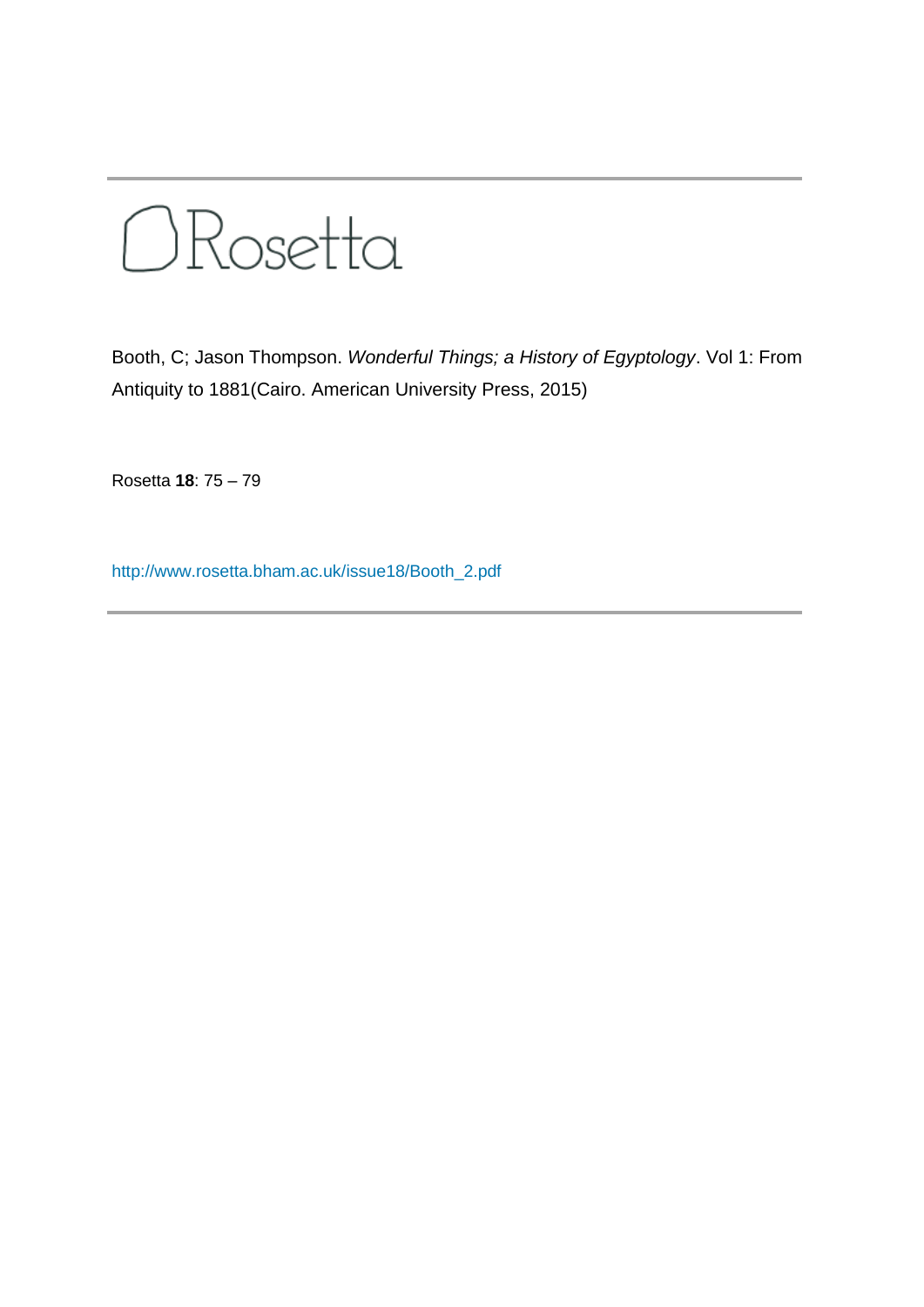Rosetta

Booth, C; Jason Thompson. *Wonderful Things; a History of Egyptology*. Vol 1: From Antiquity to 1881(Cairo. American University Press, 2015)

Rosetta **18**: 75 – 79

http://www.rosetta.bham.ac.uk/issue18/Booth_2.pdf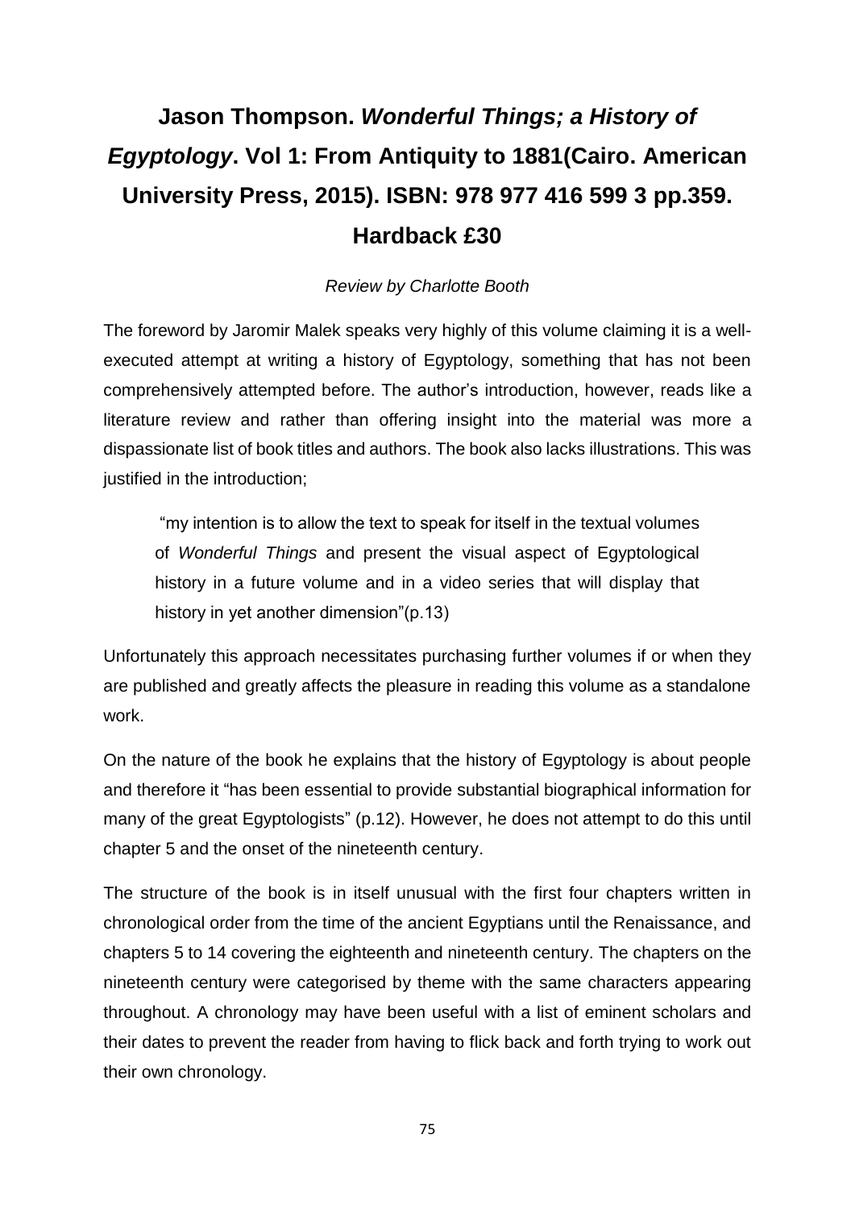# Jason Thompson. *Wonderful Things; a History of Egyptology*. Vol 1: From Antiquity to 1881(Cairo. American University Press, 2015). ISBN: 978 977 416 599 3 pp.359. Hardback £30

*Review by Charlotte Booth*

The foreword by Jaromir Malek speaks very highly of this volume claiming it is a well-executed attempt at writing a history of Egyptology, something that has not been comprehensively attempted before. The author's introduction, however, reads like a literature review and rather than offering insight into the material was more a dispassionate list of book titles and authors. The book also lacks illustrations. This was justified in the introduction;

> "my intention is to allow the text to speak for itself in the textual volumes of *Wonderful Things* and present the visual aspect of Egyptological history in a future volume and in a video series that will display that history in yet another dimension"(p.13)

Unfortunately this approach necessitates purchasing further volumes if or when they are published and greatly affects the pleasure in reading this volume as a standalone work.

On the nature of the book he explains that the history of Egyptology is about people and therefore it "has been essential to provide substantial biographical information for many of the great Egyptologists" (p.12). However, he does not attempt to do this until chapter 5 and the onset of the nineteenth century.

The structure of the book is in itself unusual with the first four chapters written in chronological order from the time of the ancient Egyptians until the Renaissance, and chapters 5 to 14 covering the eighteenth and nineteenth century. The chapters on the nineteenth century were categorised by theme with the same characters appearing throughout. A chronology may have been useful with a list of eminent scholars and their dates to prevent the reader from having to flick back and forth trying to work out their own chronology.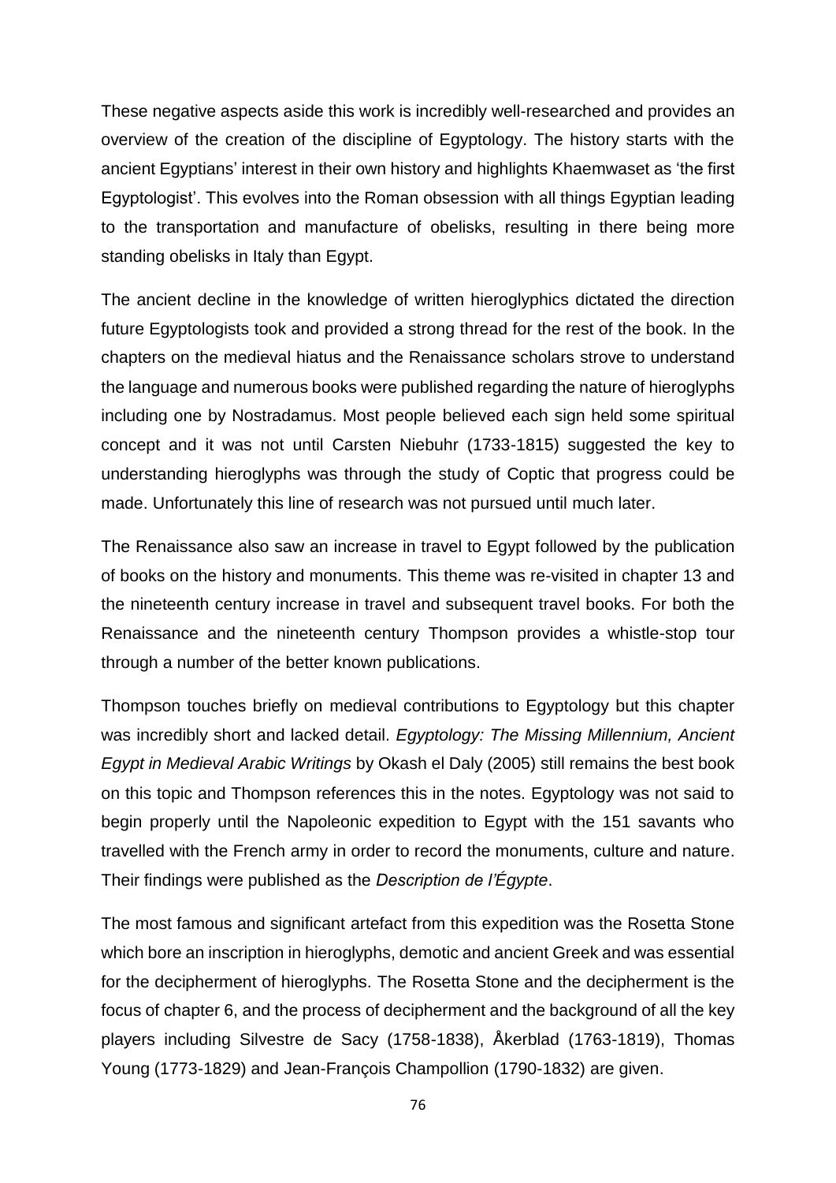These negative aspects aside this work is incredibly well-researched and provides an overview of the creation of the discipline of Egyptology. The history starts with the ancient Egyptians' interest in their own history and highlights Khaemwaset as 'the first Egyptologist'. This evolves into the Roman obsession with all things Egyptian leading to the transportation and manufacture of obelisks, resulting in there being more standing obelisk in Italy than Egypt.

The ancient decline in the knowledge of written hieroglyphics dictated the direction future Egyptologists took and provided a strong thread for the rest of the book. In the chapters on the medieval hiatus and the Renaissance scholars strove to understand the language and numerous books were published regarding the nature of hieroglyphs including one by Nostradamus. Most people believed each sign held some spiritual concept and it was not until Carsten Niebuhr (1733-1815) suggested the key to understanding hieroglyphs was through the study of Coptic that progress could be made. Unfortunately this line of research was not pursued until much later.

The Renaissance also saw an increase in travel to Egypt followed by the publication of books on the history and monuments. This theme was re-visited in chapter 13 and the nineteenth century increase in travel and subsequent travel books. For both the Renaissance and the nineteenth century Thompson provides a whistle-stop tour through a number of the better known publications.

Thompson touches briefly on medieval contributions to Egyptology but this chapter was incredibly short and lacked detail. *Egyptology: The Missing Millennium, Ancient Egypt in Medieval Arabic Writings* by Okash el Daly (2005) still remains the best book on this topic and Thompson references this in the notes. Egyptology was not said to begin properly until the Napoleonic expedition to Egypt with the 151 savants who travelled with the French army in order to record the monuments, culture and nature. Their findings were published as the *Description de l'Égypte*.

The most famous and significant artefact from this expedition was the Rosetta Stone which bore an inscription in hieroglyphs, demotic and ancient Greek and was essential for the decipherment of hieroglyphs. The Rosetta Stone and the decipherment is the focus of chapter 6, and the process of decipherment and the background of all the key players including Silvestre de Sacy (1758-1838), Åkerblad (1763-1819), Thomas Young (1773-1829) and Jean-François Champollion (1790-1832) are given.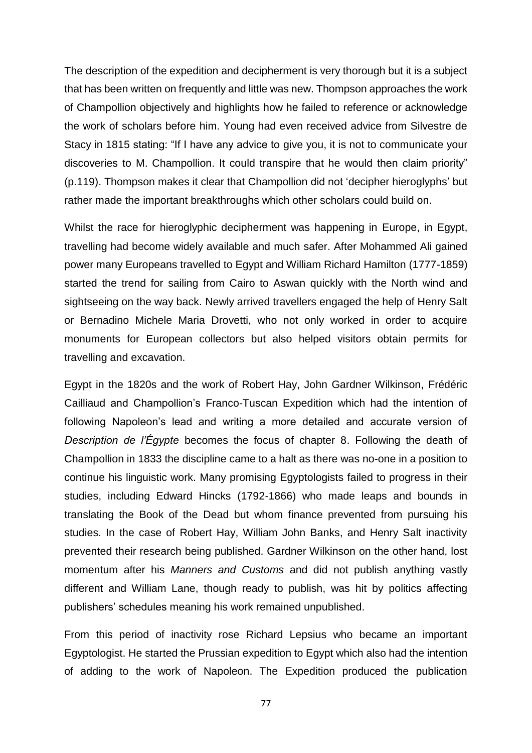The description of the expedition and decipherment is very thorough but it is a subject that has been written on frequently and little was new. Thompson approaches the work of Champollion objectively and highlights how he failed to reference or acknowledge the work of scholars before him. Young had even received advice from Silvestre de Stacy in 1815 stating: "If I have any advice to give you, it is not to communicate your discoveries to M. Champollion. It could transpire that he would then claim priority" (p.119). Thompson makes it clear that Champollion did not 'decipher hieroglyphs' but rather made the important breakthroughs which other scholars could build on.

Whilst the race for hieroglyphic decipherment was happening in Europe, in Egypt, travelling had become widely available and much safer. After Mohammed Ali gained power many Europeans travelled to Egypt and William Richard Hamilton (1777-1859) started the trend for sailing from Cairo to Aswan quickly with the North wind and sightseeing on the way back. Newly arrived travellers engaged the help of Henry Salt or Bernadino Michele Maria Drovetti, who not only worked in order to acquire monuments for European collectors but also helped visitors obtain permits for travelling and excavation.

Egypt in the 1820s and the work of Robert Hay, John Gardner Wilkinson, Frédéric Cailliaud and Champollion's Franco-Tuscan Expedition which had the intention of following Napoleon's lead and writing a more detailed and accurate version of *Description de l'Égypte* becomes the focus of chapter 8. Following the death of Champollion in 1833 the discipline came to a halt as there was no-one in a position to continue his linguistic work. Many promising Egyptologists failed to progress in their studies, including Edward Hincks (1792-1866) who made leaps and bounds in translating the Book of the Dead but whom finance prevented from pursuing his studies. In the case of Robert Hay, William John Banks, and Henry Salt inactivity prevented their research being published. Gardner Wilkinson on the other hand, lost momentum after his *Manners and Customs* and did not publish anything vastly different and William Lane, though ready to publish, was hit by politics affecting publishers' schedules meaning his work remained unpublished.

From this period of inactivity rose Richard Lepsius who became an important Egyptologist. He started the Prussian expedition to Egypt which also had the intention of adding to the work of Napoleon. The Expedition produced the publication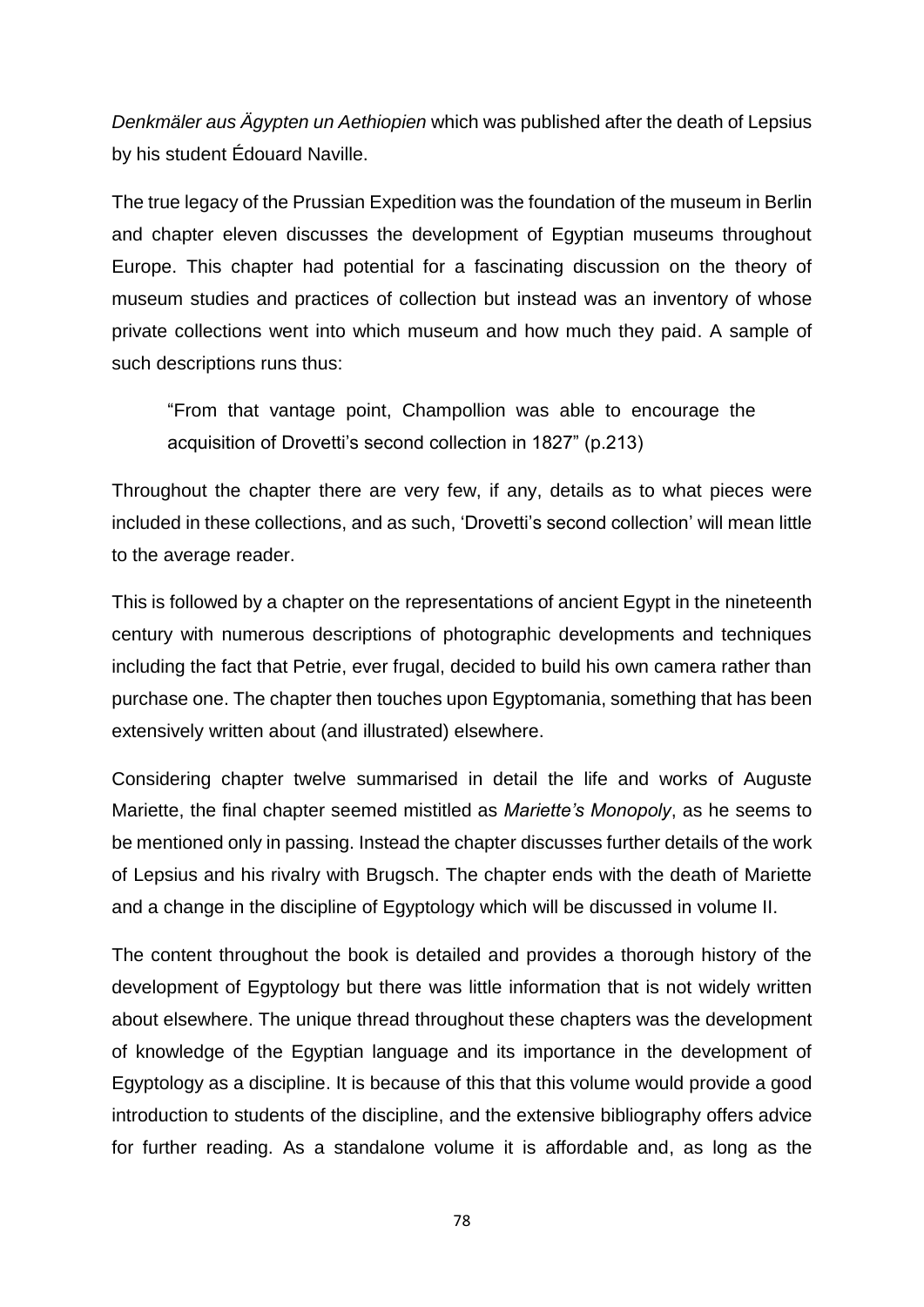*Denkmäler aus Ägypten un Aethiopien* which was published after the death of Lepsius by his student Édouard Naville.

The true legacy of the Prussian Expedition was the foundation of the museum in Berlin and chapter eleven discusses the development of Egyptian museums throughout Europe. This chapter had potential for a fascinating discussion on the theory of museum studies and practices of collection but instead was an inventory of whose private collections went into which museum and how much they paid. A sample of such descriptions runs thus:

> "From that vantage point, Champollion was able to encourage the acquisition of Drovetti's second collection in 1827" (p.213)

Throughout the chapter there are very few, if any, details as to what pieces were included in these collections, and as such, 'Drovetti's second collection' will mean little to the average reader.

This is followed by a chapter on the representations of ancient Egypt in the nineteenth century with numerous descriptions of photographic developments and techniques including the fact that Petrie, ever frugal, decided to build his own camera rather than purchase one. The chapter then touches upon Egyptomania, something that has been extensively written about (and illustrated) elsewhere.

Considering chapter twelve summarised in detail the life and works of Auguste Mariette, the final chapter seemed mistitled as *Mariette's Monopoly*, as he seems to be mentioned only in passing. Instead the chapter discusses further details of the work of Lepsius and his rivalry with Brugsch. The chapter ends with the death of Mariette and a change in the discipline of Egyptology which will be discussed in volume II.

The content throughout the book is detailed and provides a thorough history of the development of Egyptology but there was little information that is not widely written about elsewhere. The unique thread throughout these chapters was the development of knowledge of the Egyptian language and its importance in the development of Egyptology as a discipline. It is because of this that this volume would provide a good introduction to students of the discipline, and the extensive bibliography offers advice for further reading. As a standalone volume it is affordable and, as long as the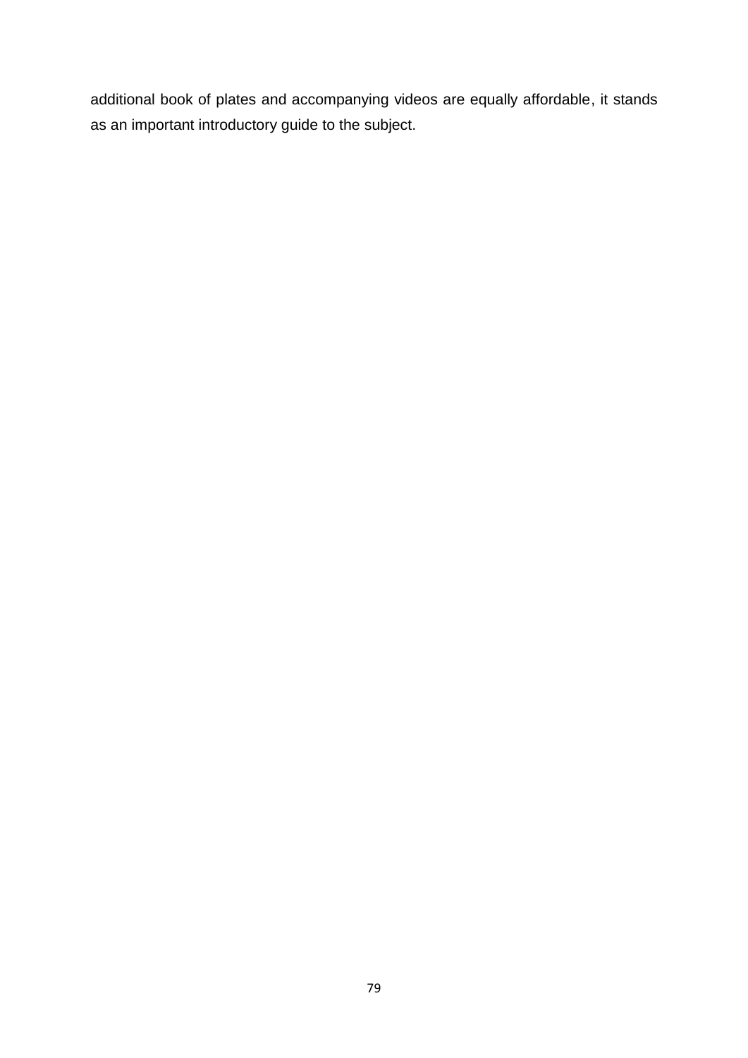additional book of plates and accompanying videos are equally affordable, it stands as an important introductory guide to the subject.